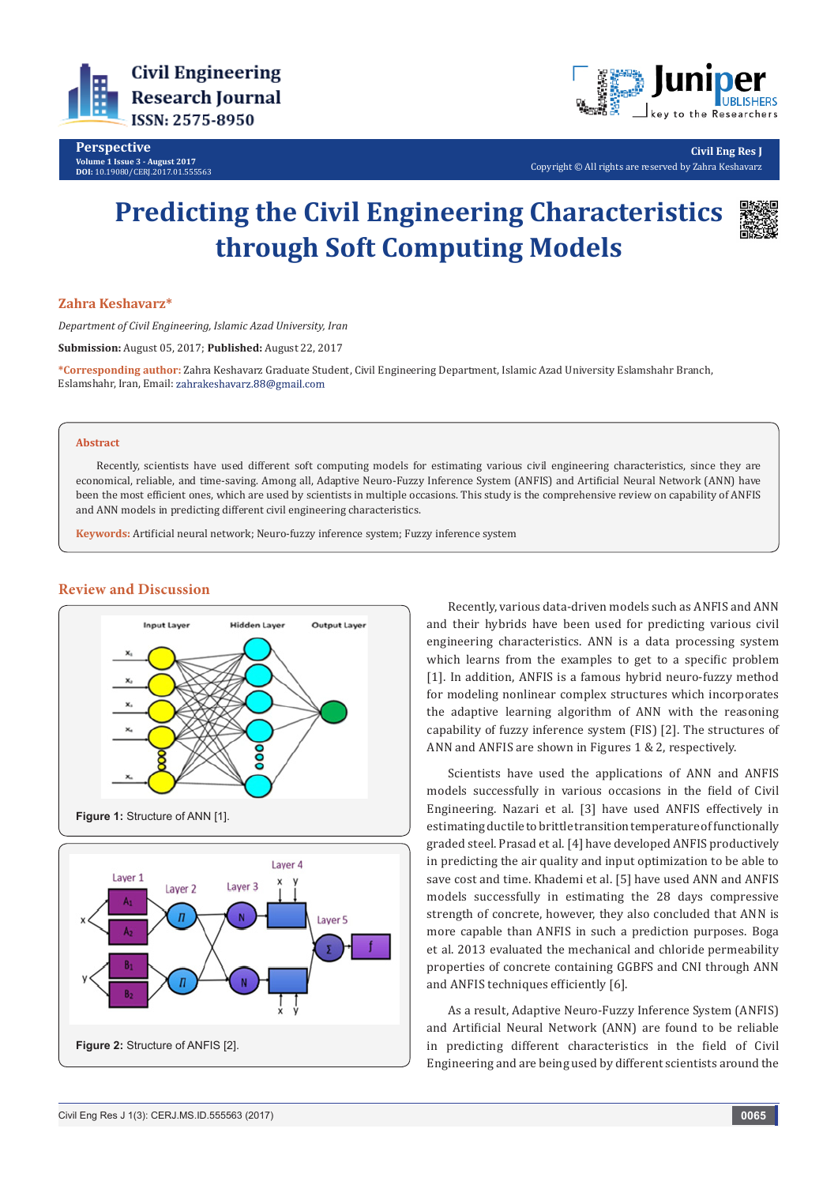# Predicting the Civil Engineering Characteristics through Soft Computing Models

**Zahra Keshavarz***

*Department of Civil Engineering, Islamic Azad University, Iran*

**Submission:** August 05, 2017; **Published:** August 22, 2017

***Corresponding author:** Zahra Keshavarz Graduate Student, Civil Engineering Department, Islamic Azad University Eslamshahr Branch, Eslamshahr, Iran, Email: zahrakeshavarz.88@gmail.com

## Abstract

Recently, scientists have used different soft computing models for estimating various civil engineering characteristics, since they are economical, reliable, and time-saving. Among all, Adaptive Neuro-Fuzzy Inference System (ANFIS) and Artificial Neural Network (ANN) have been the most efficient ones, which are used by scientists in multiple occasions. This study is the comprehensive review on capability of ANFIS and ANN models in predicting different civil engineering characteristics.

**Keywords:** Artificial neural network; Neuro-fuzzy inference system; Fuzzy inference system

## Review and Discussion

Figure 1: Structure of ANN [1].

Figure 2: Structure of ANFIS [2].

Recently, various data-driven models such as ANFIS and ANN and their hybrids have been used for predicting various civil engineering characteristics. ANN is a data processing system which learns from the examples to get to a specific problem [1]. In addition, ANFIS is a famous hybrid neuro-fuzzy method for modeling nonlinear complex structures which incorporates the adaptive learning algorithm of ANN with the reasoning capability of fuzzy inference system (FIS) [2]. The structures of ANN and ANFIS are shown in Figures 1 & 2, respectively.

Scientists have used the applications of ANN and ANFIS models successfully in various occasions in the field of Civil Engineering. Nazari et al. [3] have used ANFIS effectively in estimating ductile to brittle transition temperature of functionally graded steel. Prasad et al. [4] have developed ANFIS productively in predicting the air quality and input optimization to be able to save cost and time. Khademi et al. [5] have used ANN and ANFIS models successfully in estimating the 28 days compressive strength of concrete, however, they also concluded that ANN is more capable than ANFIS in such a prediction purposes. Boga et al. 2013 evaluated the mechanical and chloride permeability properties of concrete containing GGBFS and CNI through ANN and ANFIS techniques efficiently [6].

As a result, Adaptive Neuro-Fuzzy Inference System (ANFIS) and Artificial Neural Network (ANN) are found to be reliable in predicting different characteristics in the field of Civil Engineering and are being used by different scientists around the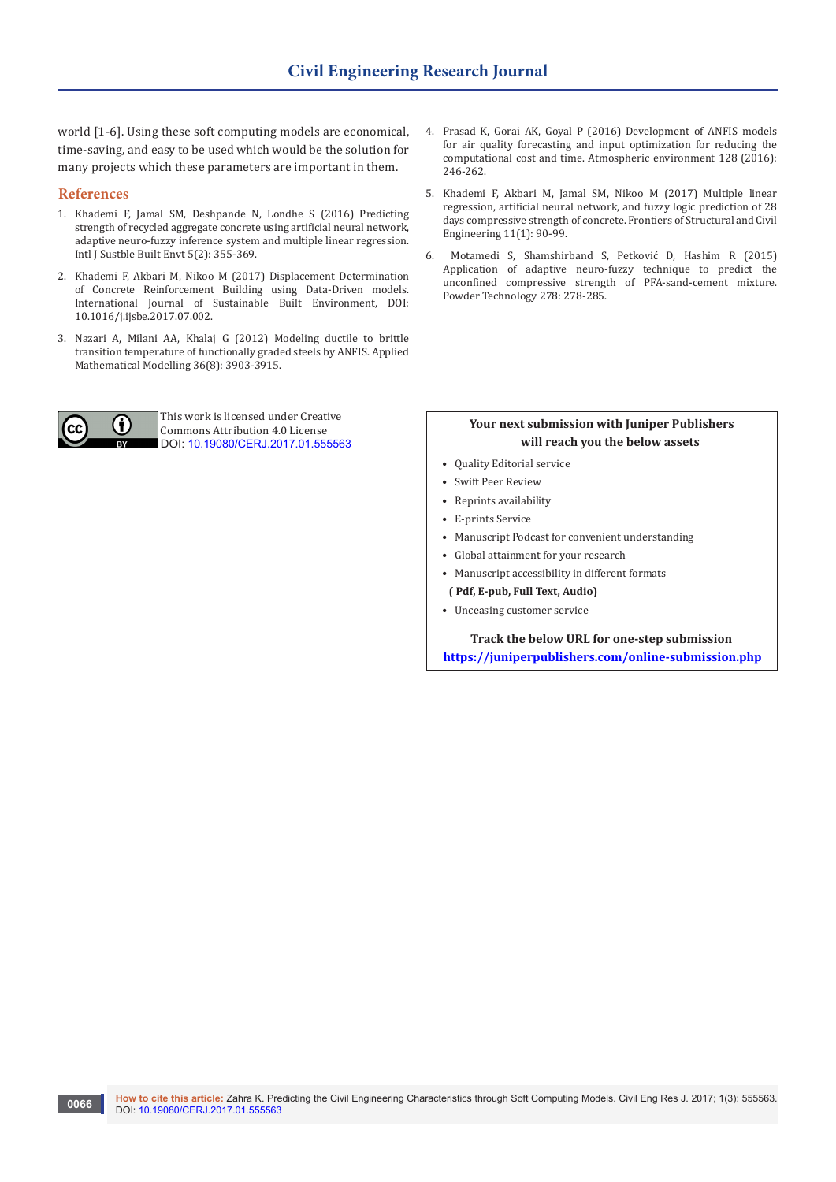world [1-6]. Using these soft computing models are economical, time-saving, and easy to be used which would be the solution for many projects which these parameters are important in them.

## References

1. Khademi F, Jamal SM, Deshpande N, Londhe S (2016) Predicting strength of recycled aggregate concrete using artificial neural network, adaptive neuro-fuzzy inference system and multiple linear regression. Intl J Sustble Built Envt 5(2): 355-369.
2. Khademi F, Akbari M, Nikoo M (2017) Displacement Determination of Concrete Reinforcement Building using Data-Driven models. International Journal of Sustainable Built Environment, DOI: 10.1016/j.ijsbe.2017.07.002.
3. Nazari A, Milani AA, Khalaj G (2012) Modeling ductile to brittle transition temperature of functionally graded steels by ANFIS. Applied Mathematical Modelling 36(8): 3903-3915.
4. Prasad K, Gorai AK, Goyal P (2016) Development of ANFIS models for air quality forecasting and input optimization for reducing the computational cost and time. Atmospheric environment 128 (2016): 246-262.
5. Khademi F, Akbari M, Jamal SM, Nikoo M (2017) Multiple linear regression, artificial neural network, and fuzzy logic prediction of 28 days compressive strength of concrete. Frontiers of Structural and Civil Engineering 11(1): 90-99.
6. Motamedi S, Shamshirband S, Petković D, Hashim R (2015) Application of adaptive neuro-fuzzy technique to predict the unconfined compressive strength of PFA-sand-cement mixture. Powder Technology 278: 278-285.

This work is licensed under Creative Commons Attribution 4.0 License
DOI: 10.19080/CERJ.2017.01.555563

**Your next submission with Juniper Publishers will reach you the below assets**

- Quality Editorial service
- Swift Peer Review
- Reprints availability
- E-prints Service
- Manuscript Podcast for convenient understanding
- Global attainment for your research
- Manuscript accessibility in different formats

**( Pdf, E-pub, Full Text, Audio)**

- Unceasing customer service

**Track the below URL for one-step submission**
**https://juniperpublishers.com/online-submission.php**

**How to cite this article:** Zahra K. Predicting the Civil Engineering Characteristics through Soft Computing Models. Civil Eng Res J. 2017; 1(3): 555563. DOI: 10.19080/CERJ.2017.01.555563